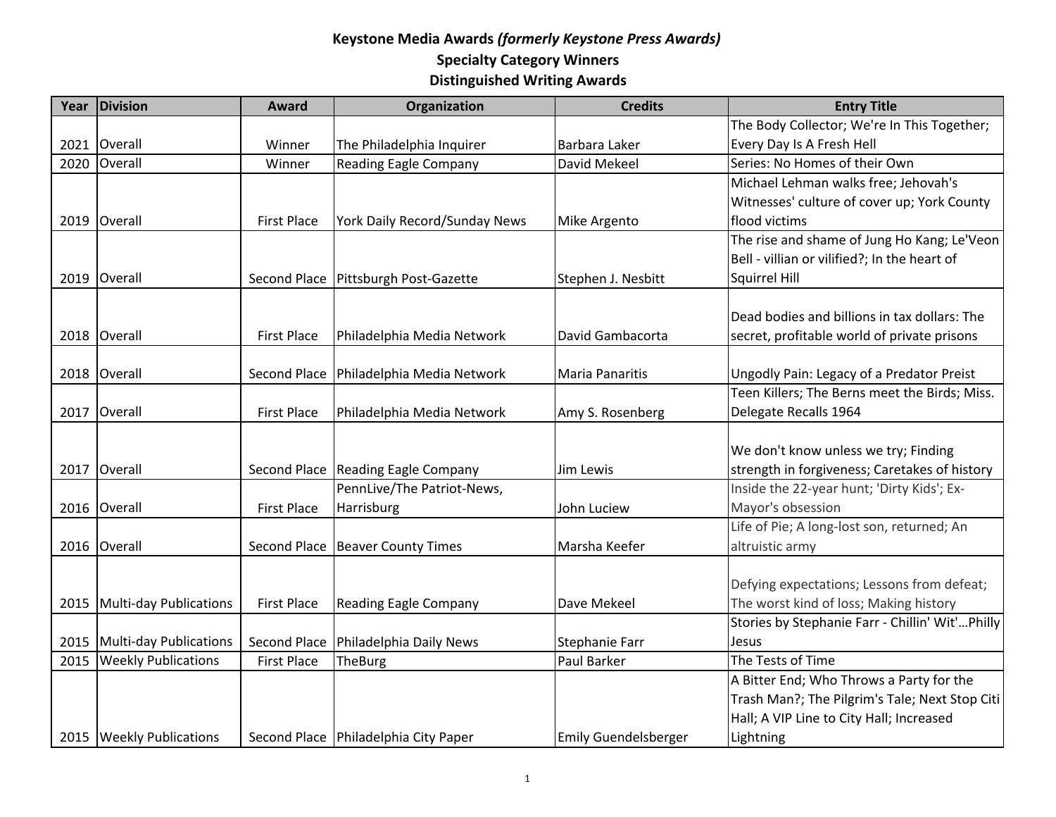# Keystone Media Awards *(formerly Keystone Press Awards)*
## Specialty Category Winners
## Distinguished Writing Awards

| Year | Division | Award | Organization | Credits | Entry Title |
|---|---|---|---|---|---|
| 2021 | Overall | Winner | The Philadelphia Inquirer | Barbara Laker | The Body Collector; We're In This Together; Every Day Is A Fresh Hell |
| 2020 | Overall | Winner | Reading Eagle Company | David Mekeel | Series: No Homes of their Own |
| 2019 | Overall | First Place | York Daily Record/Sunday News | Mike Argento | Michael Lehman walks free; Jehovah's Witnesses' culture of cover up; York County flood victims |
| 2019 | Overall | Second Place | Pittsburgh Post-Gazette | Stephen J. Nesbitt | The rise and shame of Jung Ho Kang; Le'Veon Bell - villian or vilified?; In the heart of Squirrel Hill |
| 2018 | Overall | First Place | Philadelphia Media Network | David Gambacorta | Dead bodies and billions in tax dollars: The secret, profitable world of private prisons |
| 2018 | Overall | Second Place | Philadelphia Media Network | Maria Panaritis | Ungodly Pain: Legacy of a Predator Preist |
| 2017 | Overall | First Place | Philadelphia Media Network | Amy S. Rosenberg | Teen Killers; The Berns meet the Birds; Miss. Delegate Recalls 1964 |
| 2017 | Overall | Second Place | Reading Eagle Company | Jim Lewis | We don't know unless we try; Finding strength in forgiveness; Caretakes of history |
| 2016 | Overall | First Place | PennLive/The Patriot-News, Harrisburg | John Luciew | Inside the 22-year hunt; 'Dirty Kids'; Ex-Mayor's obsession |
| 2016 | Overall | Second Place | Beaver County Times | Marsha Keefer | Life of Pie; A long-lost son, returned; An altruistic army |
| 2015 | Multi-day Publications | First Place | Reading Eagle Company | Dave Mekeel | Defying expectations; Lessons from defeat; The worst kind of loss; Making history |
| 2015 | Multi-day Publications | Second Place | Philadelphia Daily News | Stephanie Farr | Stories by Stephanie Farr - Chillin' Wit'…Philly Jesus |
| 2015 | Weekly Publications | First Place | TheBurg | Paul Barker | The Tests of Time |
| 2015 | Weekly Publications | Second Place | Philadelphia City Paper | Emily Guendelsberger | A Bitter End; Who Throws a Party for the Trash Man?; The Pilgrim's Tale; Next Stop Citi Hall; A VIP Line to City Hall; Increased Lightning |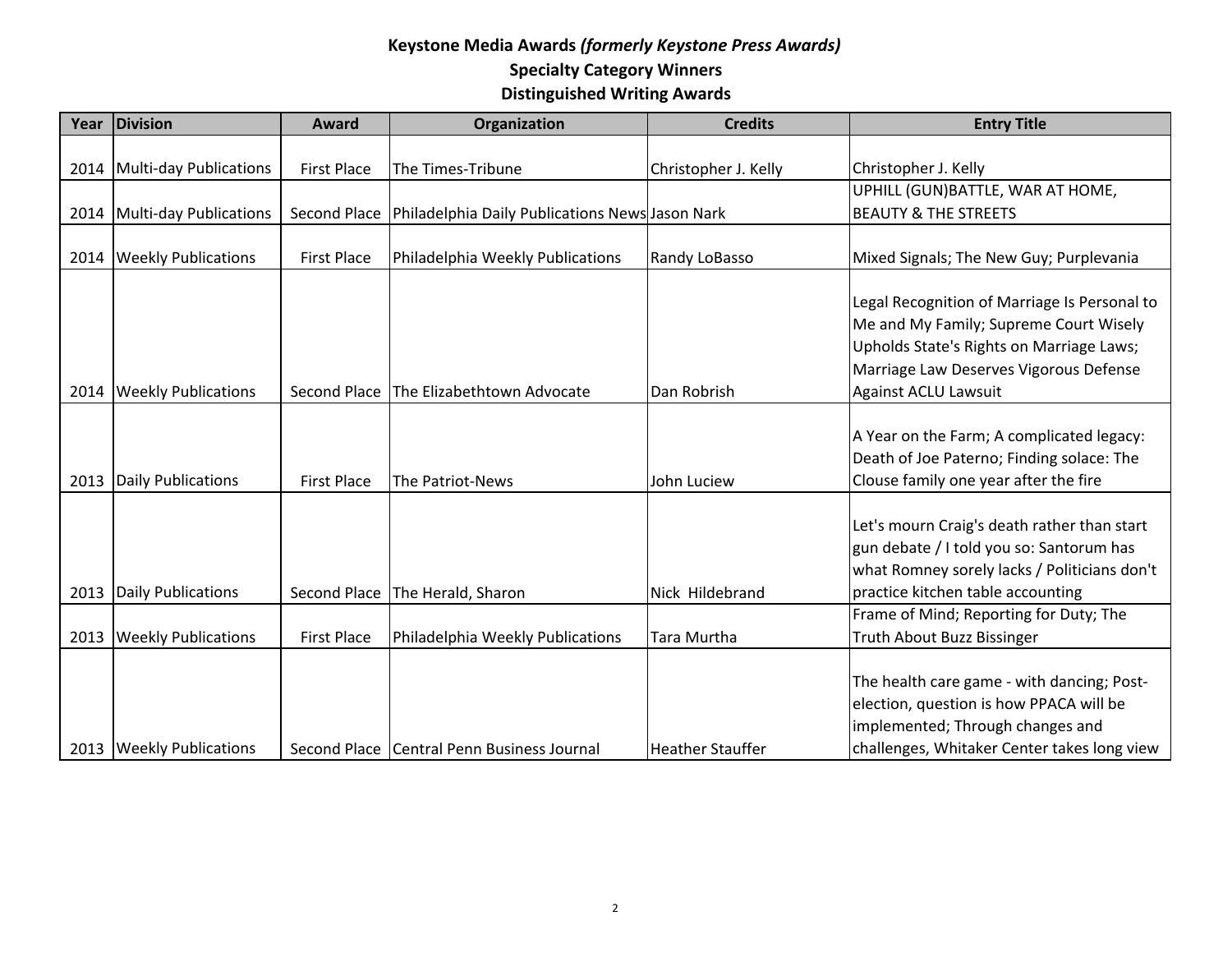**Keystone Media Awards *(formerly Keystone Press Awards)***
**Specialty Category Winners**
**Distinguished Writing Awards**

| Year | Division | Award | Organization | Credits | Entry Title |
|---|---|---|---|---|---|
| 2014 | Multi-day Publications | First Place | The Times-Tribune | Christopher J. Kelly | Christopher J. Kelly |
| 2014 | Multi-day Publications | Second Place | Philadelphia Daily Publications News | Jason Nark | UPHILL (GUN)BATTLE, WAR AT HOME, BEAUTY & THE STREETS |
| 2014 | Weekly Publications | First Place | Philadelphia Weekly Publications | Randy LoBasso | Mixed Signals; The New Guy; Purplevania |
| 2014 | Weekly Publications | Second Place | The Elizabethtown Advocate | Dan Robrish | Legal Recognition of Marriage Is Personal to Me and My Family; Supreme Court Wisely Upholds State's Rights on Marriage Laws; Marriage Law Deserves Vigorous Defense Against ACLU Lawsuit |
| 2013 | Daily Publications | First Place | The Patriot-News | John Luciew | A Year on the Farm; A complicated legacy: Death of Joe Paterno; Finding solace: The Clouse family one year after the fire |
| 2013 | Daily Publications | Second Place | The Herald, Sharon | Nick Hildebrand | Let's mourn Craig's death rather than start gun debate / I told you so: Santorum has what Romney sorely lacks / Politicians don't practice kitchen table accounting |
| 2013 | Weekly Publications | First Place | Philadelphia Weekly Publications | Tara Murtha | Frame of Mind; Reporting for Duty; The Truth About Buzz Bissinger |
| 2013 | Weekly Publications | Second Place | Central Penn Business Journal | Heather Stauffer | The health care game - with dancing; Post-election, question is how PPACA will be implemented; Through changes and challenges, Whitaker Center takes long view |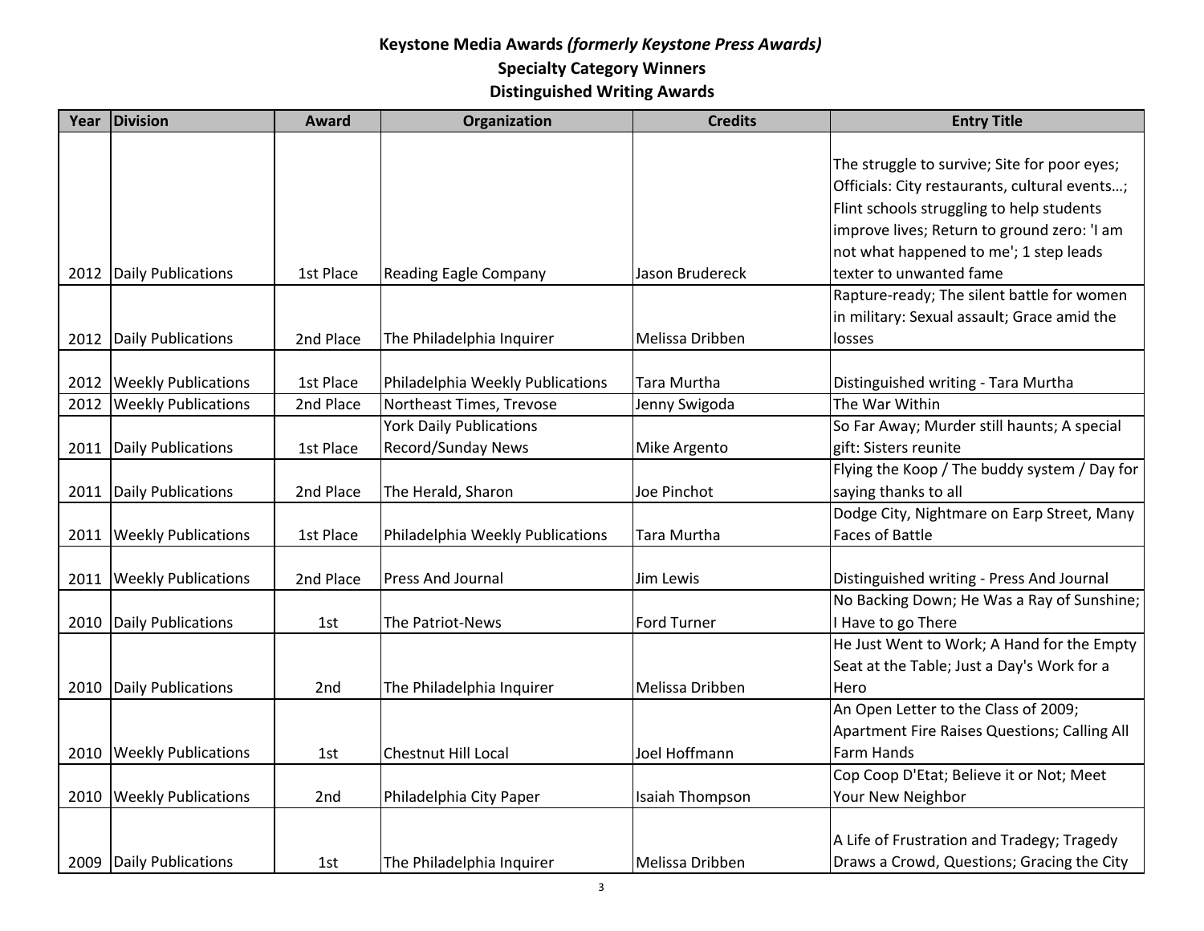**Keystone Media Awards *(formerly Keystone Press Awards)***

**Specialty Category Winners**

**Distinguished Writing Awards**

| Year | Division | Award | Organization | Credits | Entry Title |
|---|---|---|---|---|---|
| 2012 | Daily Publications | 1st Place | Reading Eagle Company | Jason Brudereck | The struggle to survive; Site for poor eyes; Officials: City restaurants, cultural events…; Flint schools struggling to help students improve lives; Return to ground zero: 'I am not what happened to me'; 1 step leads texter to unwanted fame |
| 2012 | Daily Publications | 2nd Place | The Philadelphia Inquirer | Melissa Dribben | Rapture-ready; The silent battle for women in military: Sexual assault; Grace amid the losses |
| 2012 | Weekly Publications | 1st Place | Philadelphia Weekly Publications | Tara Murtha | Distinguished writing - Tara Murtha |
| 2012 | Weekly Publications | 2nd Place | Northeast Times, Trevose | Jenny Swigoda | The War Within |
| 2011 | Daily Publications | 1st Place | York Daily Publications Record/Sunday News | Mike Argento | So Far Away; Murder still haunts; A special gift: Sisters reunite |
| 2011 | Daily Publications | 2nd Place | The Herald, Sharon | Joe Pinchot | Flying the Koop / The buddy system / Day for saying thanks to all |
| 2011 | Weekly Publications | 1st Place | Philadelphia Weekly Publications | Tara Murtha | Dodge City, Nightmare on Earp Street, Many Faces of Battle |
| 2011 | Weekly Publications | 2nd Place | Press And Journal | Jim Lewis | Distinguished writing - Press And Journal |
| 2010 | Daily Publications | 1st | The Patriot-News | Ford Turner | No Backing Down; He Was a Ray of Sunshine; I Have to go There |
| 2010 | Daily Publications | 2nd | The Philadelphia Inquirer | Melissa Dribben | He Just Went to Work; A Hand for the Empty Seat at the Table; Just a Day's Work for a Hero |
| 2010 | Weekly Publications | 1st | Chestnut Hill Local | Joel Hoffmann | An Open Letter to the Class of 2009; Apartment Fire Raises Questions; Calling All Farm Hands |
| 2010 | Weekly Publications | 2nd | Philadelphia City Paper | Isaiah Thompson | Cop Coop D'Etat; Believe it or Not; Meet Your New Neighbor |
| 2009 | Daily Publications | 1st | The Philadelphia Inquirer | Melissa Dribben | A Life of Frustration and Tradegy; Tragedy Draws a Crowd, Questions; Gracing the City |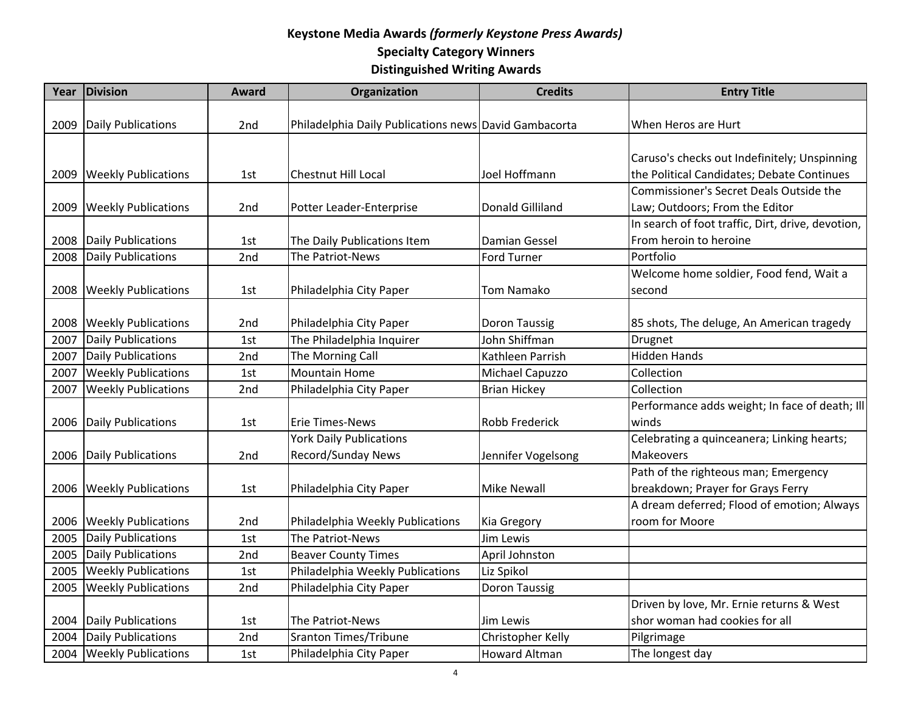**Keystone Media Awards *(formerly Keystone Press Awards)***
**Specialty Category Winners**
**Distinguished Writing Awards**

| Year | Division | Award | Organization | Credits | Entry Title |
|---|---|---|---|---|---|
| 2009 | Daily Publications | 2nd | Philadelphia Daily Publications news | David Gambacorta | When Heros are Hurt |
| 2009 | Weekly Publications | 1st | Chestnut Hill Local | Joel Hoffmann | Caruso's checks out Indefinitely; Unspinning the Political Candidates; Debate Continues |
| 2009 | Weekly Publications | 2nd | Potter Leader-Enterprise | Donald Gilliland | Commissioner's Secret Deals Outside the Law; Outdoors; From the Editor |
| 2008 | Daily Publications | 1st | The Daily Publications Item | Damian Gessel | In search of foot traffic, Dirt, drive, devotion, From heroin to heroine |
| 2008 | Daily Publications | 2nd | The Patriot-News | Ford Turner | Portfolio |
| 2008 | Weekly Publications | 1st | Philadelphia City Paper | Tom Namako | Welcome home soldier, Food fend, Wait a second |
| 2008 | Weekly Publications | 2nd | Philadelphia City Paper | Doron Taussig | 85 shots, The deluge, An American tragedy |
| 2007 | Daily Publications | 1st | The Philadelphia Inquirer | John Shiffman | Drugnet |
| 2007 | Daily Publications | 2nd | The Morning Call | Kathleen Parrish | Hidden Hands |
| 2007 | Weekly Publications | 1st | Mountain Home | Michael Capuzzo | Collection |
| 2007 | Weekly Publications | 2nd | Philadelphia City Paper | Brian Hickey | Collection |
| 2006 | Daily Publications | 1st | Erie Times-News | Robb Frederick | Performance adds weight; In face of death; Ill winds |
| 2006 | Daily Publications | 2nd | York Daily Publications Record/Sunday News | Jennifer Vogelsong | Celebrating a quinceanera; Linking hearts; Makeovers |
| 2006 | Weekly Publications | 1st | Philadelphia City Paper | Mike Newall | Path of the righteous man; Emergency breakdown; Prayer for Grays Ferry |
| 2006 | Weekly Publications | 2nd | Philadelphia Weekly Publications | Kia Gregory | A dream deferred; Flood of emotion; Always room for Moore |
| 2005 | Daily Publications | 1st | The Patriot-News | Jim Lewis | |
| 2005 | Daily Publications | 2nd | Beaver County Times | April Johnston | |
| 2005 | Weekly Publications | 1st | Philadelphia Weekly Publications | Liz Spikol | |
| 2005 | Weekly Publications | 2nd | Philadelphia City Paper | Doron Taussig | |
| 2004 | Daily Publications | 1st | The Patriot-News | Jim Lewis | Driven by love, Mr. Ernie returns & West shor woman had cookies for all |
| 2004 | Daily Publications | 2nd | Sranton Times/Tribune | Christopher Kelly | Pilgrimage |
| 2004 | Weekly Publications | 1st | Philadelphia City Paper | Howard Altman | The longest day |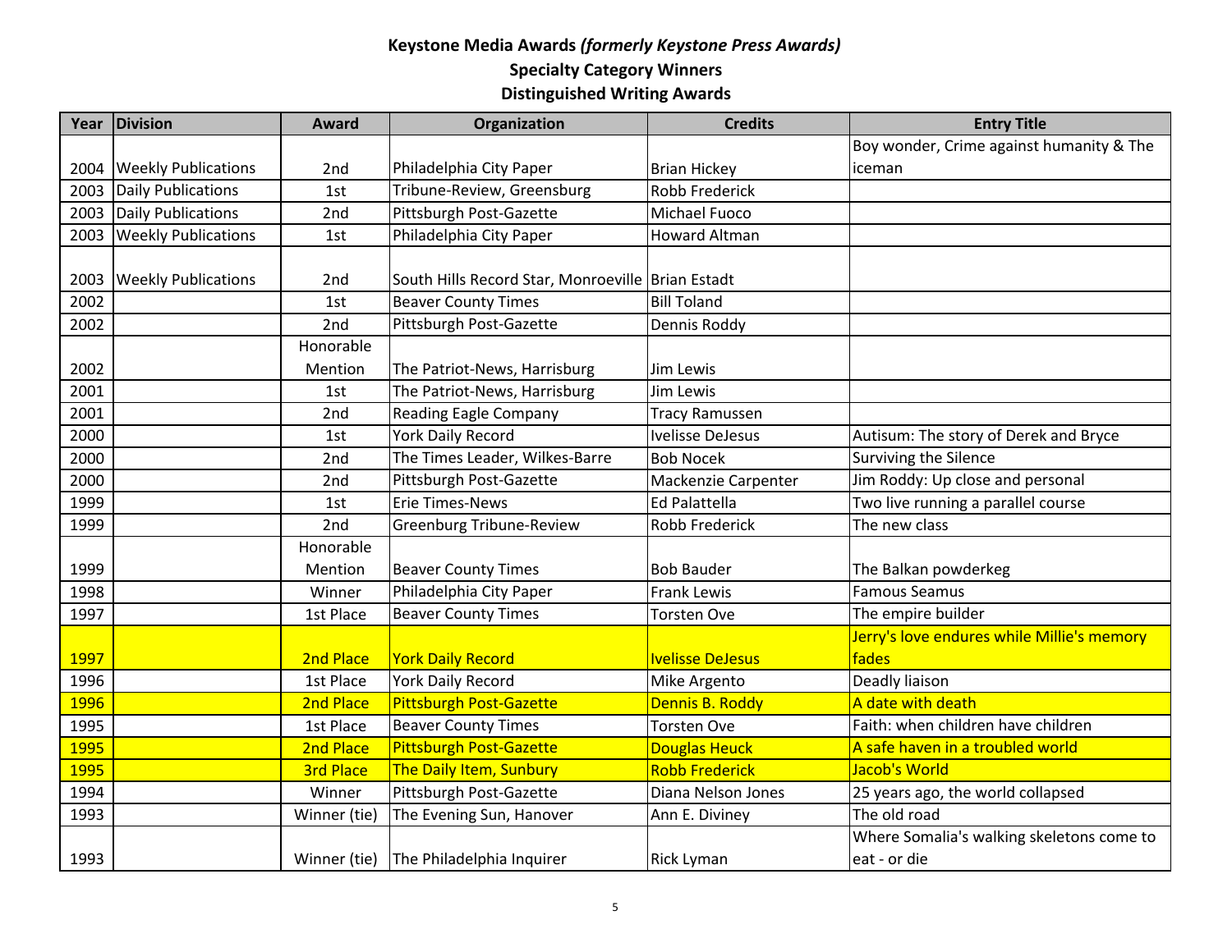**Keystone Media Awards *(formerly Keystone Press Awards)***
**Specialty Category Winners**
**Distinguished Writing Awards**

| Year | Division | Award | Organization | Credits | Entry Title |
|---|---|---|---|---|---|
| 2004 | Weekly Publications | 2nd | Philadelphia City Paper | Brian Hickey | Boy wonder, Crime against humanity & The iceman |
| 2003 | Daily Publications | 1st | Tribune-Review, Greensburg | Robb Frederick | |
| 2003 | Daily Publications | 2nd | Pittsburgh Post-Gazette | Michael Fuoco | |
| 2003 | Weekly Publications | 1st | Philadelphia City Paper | Howard Altman | |
| 2003 | Weekly Publications | 2nd | South Hills Record Star, Monroeville | Brian Estadt | |
| 2002 | | 1st | Beaver County Times | Bill Toland | |
| 2002 | | 2nd | Pittsburgh Post-Gazette | Dennis Roddy | |
| 2002 | | Honorable Mention | The Patriot-News, Harrisburg | Jim Lewis | |
| 2001 | | 1st | The Patriot-News, Harrisburg | Jim Lewis | |
| 2001 | | 2nd | Reading Eagle Company | Tracy Ramussen | |
| 2000 | | 1st | York Daily Record | Ivelisse DeJesus | Autisum: The story of Derek and Bryce |
| 2000 | | 2nd | The Times Leader, Wilkes-Barre | Bob Nocek | Surviving the Silence |
| 2000 | | 2nd | Pittsburgh Post-Gazette | Mackenzie Carpenter | Jim Roddy: Up close and personal |
| 1999 | | 1st | Erie Times-News | Ed Palattella | Two live running a parallel course |
| 1999 | | 2nd | Greenburg Tribune-Review | Robb Frederick | The new class |
| 1999 | | Honorable Mention | Beaver County Times | Bob Bauder | The Balkan powderkeg |
| 1998 | | Winner | Philadelphia City Paper | Frank Lewis | Famous Seamus |
| 1997 | | 1st Place | Beaver County Times | Torsten Ove | The empire builder |
| 1997 | | 2nd Place | York Daily Record | Ivelisse DeJesus | Jerry's love endures while Millie's memory fades |
| 1996 | | 1st Place | York Daily Record | Mike Argento | Deadly liaison |
| 1996 | | 2nd Place | Pittsburgh Post-Gazette | Dennis B. Roddy | A date with death |
| 1995 | | 1st Place | Beaver County Times | Torsten Ove | Faith: when children have children |
| 1995 | | 2nd Place | Pittsburgh Post-Gazette | Douglas Heuck | A safe haven in a troubled world |
| 1995 | | 3rd Place | The Daily Item, Sunbury | Robb Frederick | Jacob's World |
| 1994 | | Winner | Pittsburgh Post-Gazette | Diana Nelson Jones | 25 years ago, the world collapsed |
| 1993 | | Winner (tie) | The Evening Sun, Hanover | Ann E. Diviney | The old road |
| 1993 | | Winner (tie) | The Philadelphia Inquirer | Rick Lyman | Where Somalia's walking skeletons come to eat - or die |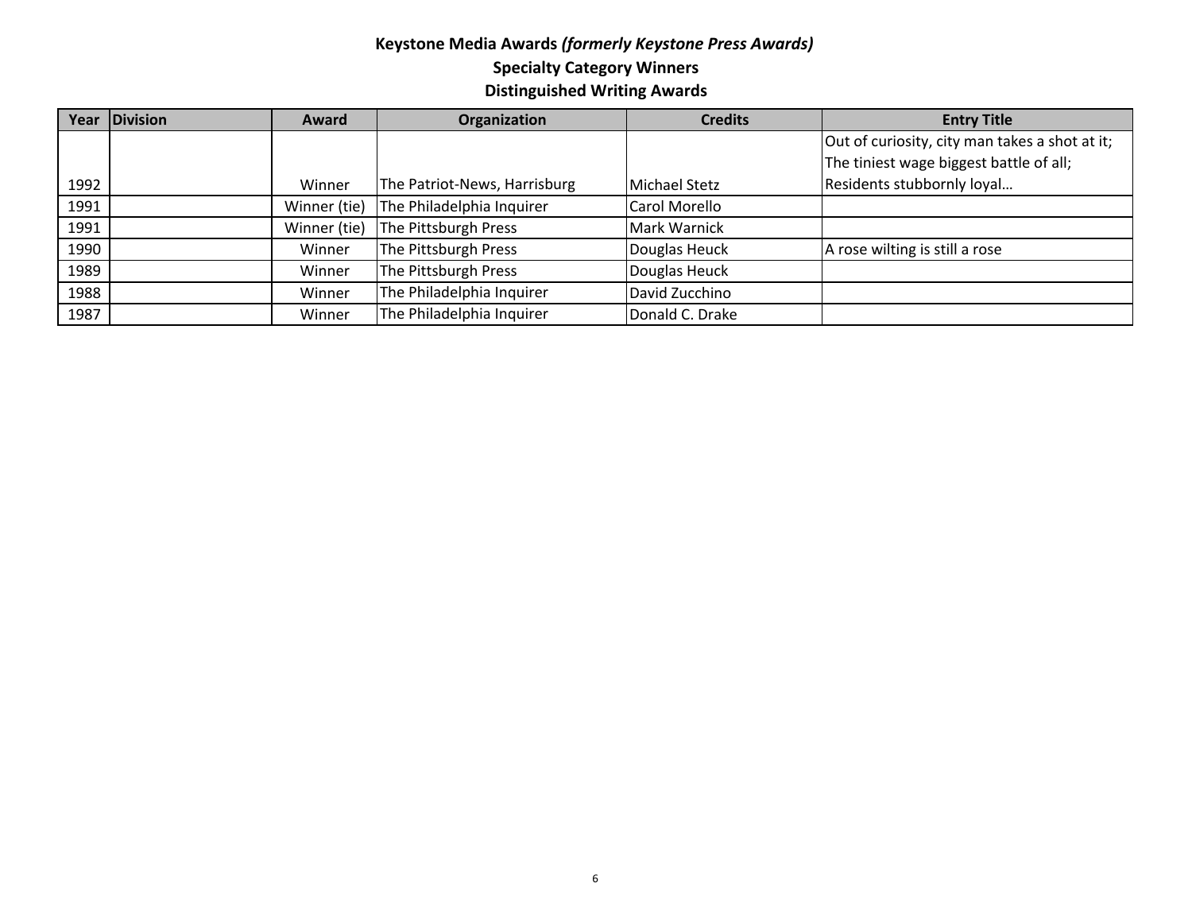**Keystone Media Awards *(formerly Keystone Press Awards)***

**Specialty Category Winners**

**Distinguished Writing Awards**

| Year | Division | Award | Organization | Credits | Entry Title |
|---|---|---|---|---|---|
| 1992 | | Winner | The Patriot-News, Harrisburg | Michael Stetz | Out of curiosity, city man takes a shot at it; The tiniest wage biggest battle of all; Residents stubbornly loyal… |
| 1991 | | Winner (tie) | The Philadelphia Inquirer | Carol Morello | |
| 1991 | | Winner (tie) | The Pittsburgh Press | Mark Warnick | |
| 1990 | | Winner | The Pittsburgh Press | Douglas Heuck | A rose wilting is still a rose |
| 1989 | | Winner | The Pittsburgh Press | Douglas Heuck | |
| 1988 | | Winner | The Philadelphia Inquirer | David Zucchino | |
| 1987 | | Winner | The Philadelphia Inquirer | Donald C. Drake | |